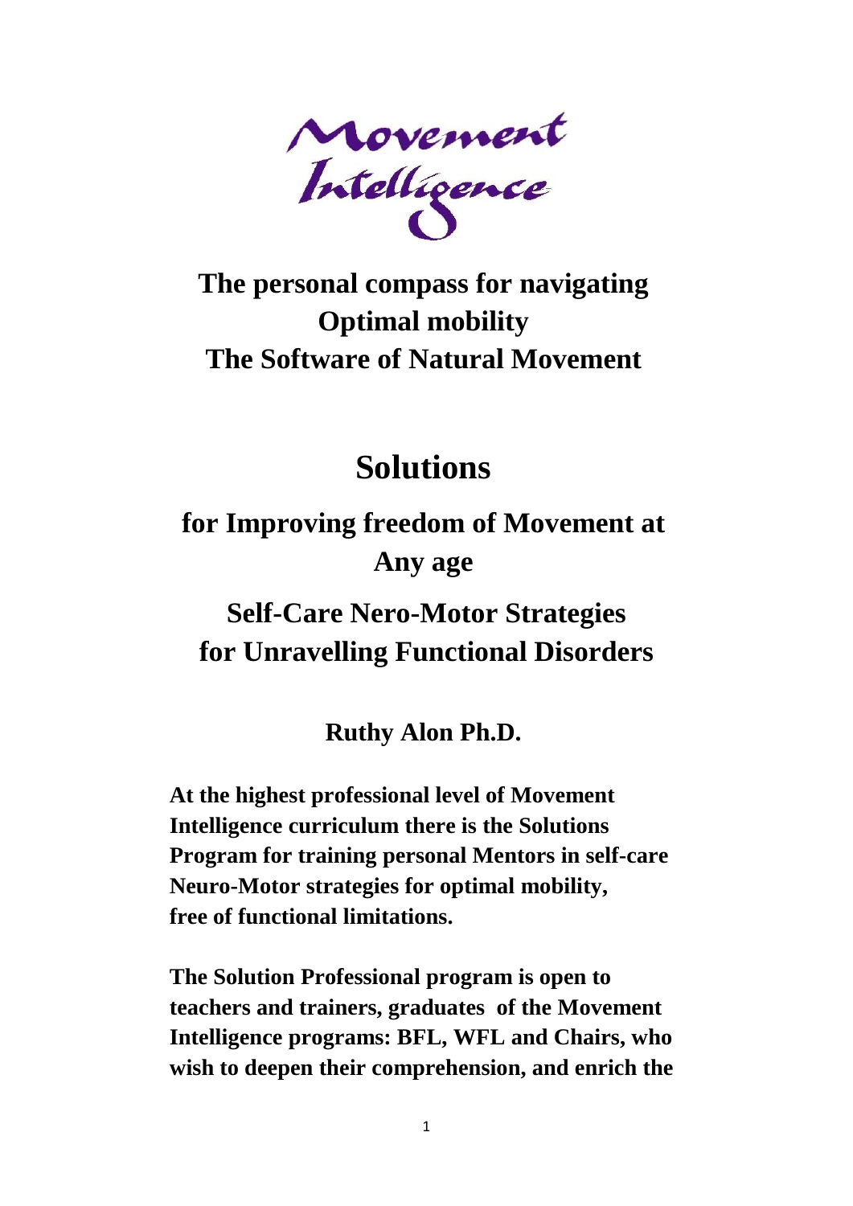Movement Intelligence

# The personal compass for navigating Optimal mobility The Software of Natural Movement

# Solutions

## for Improving freedom of Movement at Any age

## Self-Care Nero-Motor Strategies for Unravelling Functional Disorders

**Ruthy Alon Ph.D.**

**At the highest professional level of Movement Intelligence curriculum there is the Solutions Program for training personal Mentors in self-care Neuro-Motor strategies for optimal mobility, free of functional limitations.**

**The Solution Professional program is open to teachers and trainers, graduates of the Movement Intelligence programs: BFL, WFL and Chairs, who wish to deepen their comprehension, and enrich the**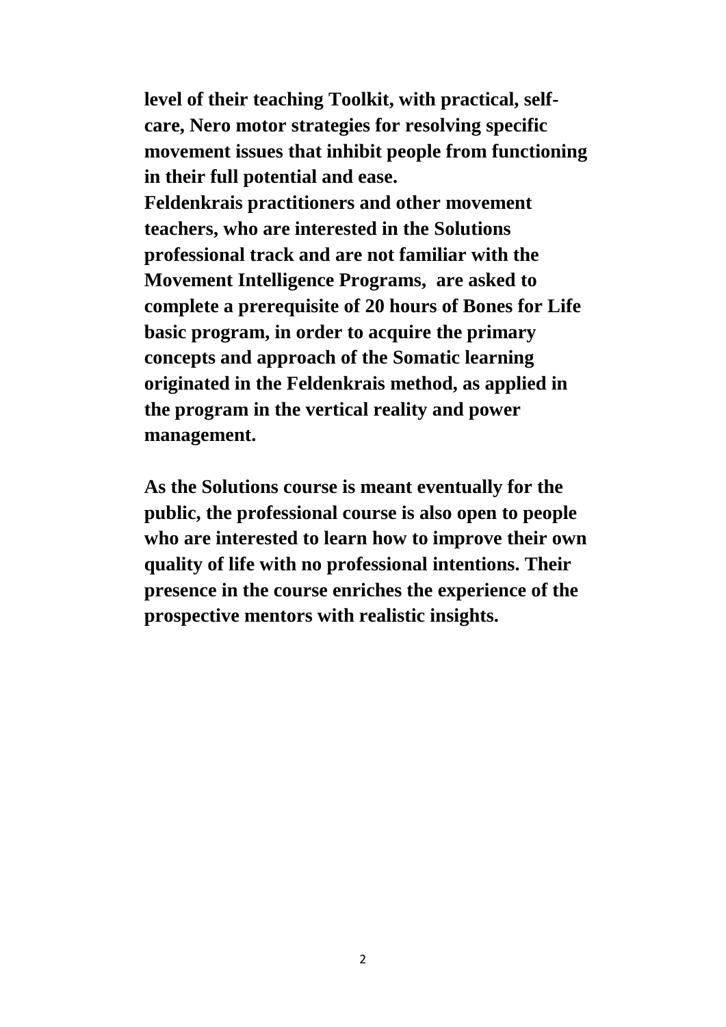**level of their teaching Toolkit, with practical, self-care, Nero motor strategies for resolving specific movement issues that inhibit people from functioning in their full potential and ease.**
**Feldenkrais practitioners and other movement teachers, who are interested in the Solutions professional track and are not familiar with the Movement Intelligence Programs, are asked to complete a prerequisite of 20 hours of Bones for Life basic program, in order to acquire the primary concepts and approach of the Somatic learning originated in the Feldenkrais method, as applied in the program in the vertical reality and power management.**

**As the Solutions course is meant eventually for the public, the professional course is also open to people who are interested to learn how to improve their own quality of life with no professional intentions. Their presence in the course enriches the experience of the prospective mentors with realistic insights.**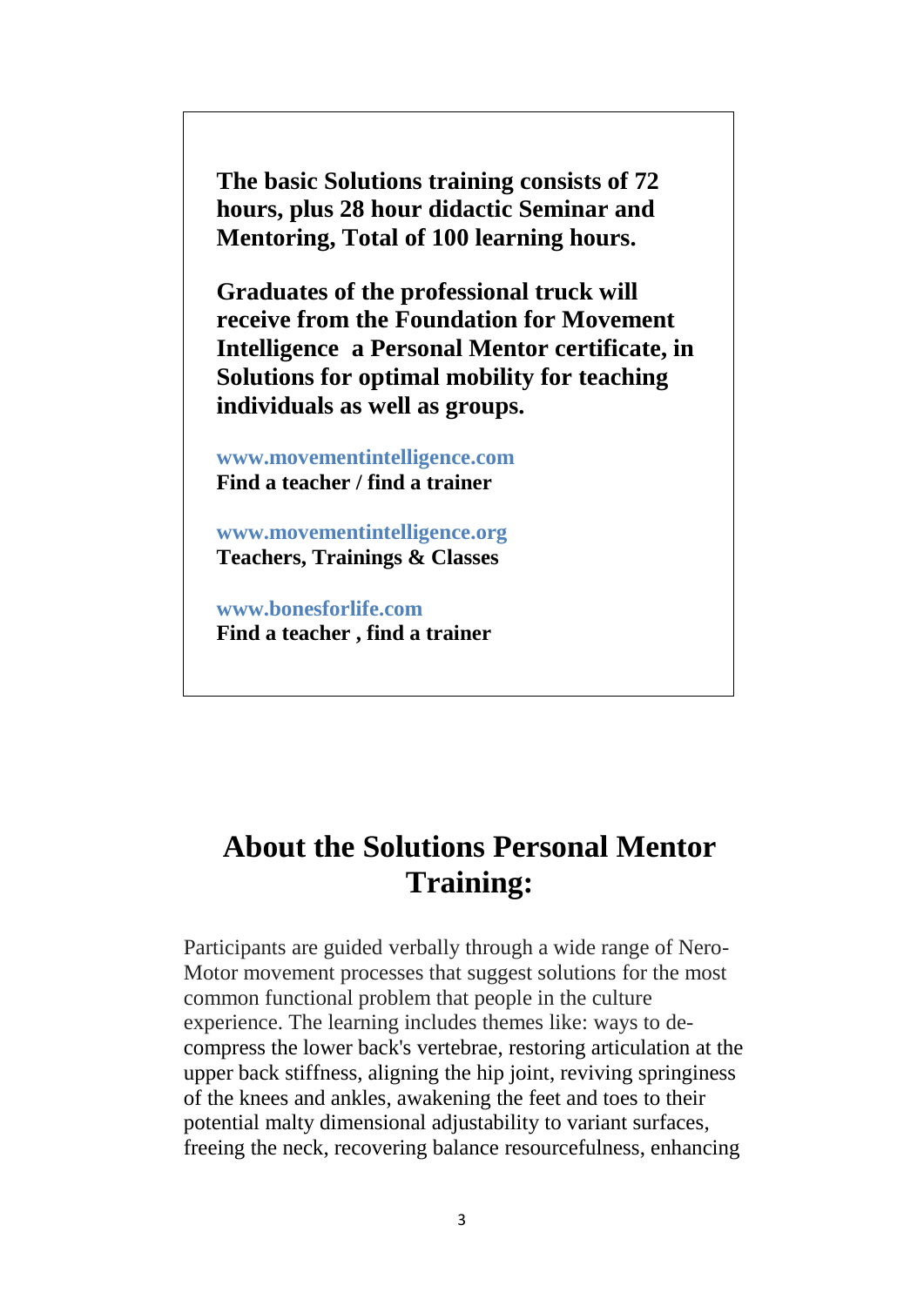**The basic Solutions training consists of 72 hours, plus 28 hour didactic Seminar and Mentoring, Total of 100 learning hours.**

**Graduates of the professional truck will receive from the Foundation for Movement Intelligence a Personal Mentor certificate, in Solutions for optimal mobility for teaching individuals as well as groups.**

**www.movementintelligence.com**
**Find a teacher / find a trainer**

**www.movementintelligence.org**
**Teachers, Trainings & Classes**

**www.bonesforlife.com**
**Find a teacher , find a trainer**

# About the Solutions Personal Mentor Training:

Participants are guided verbally through a wide range of Nero-Motor movement processes that suggest solutions for the most common functional problem that people in the culture experience. The learning includes themes like: ways to de-compress the lower back's vertebrae, restoring articulation at the upper back stiffness, aligning the hip joint, reviving springiness of the knees and ankles, awakening the feet and toes to their potential malty dimensional adjustability to variant surfaces, freeing the neck, recovering balance resourcefulness, enhancing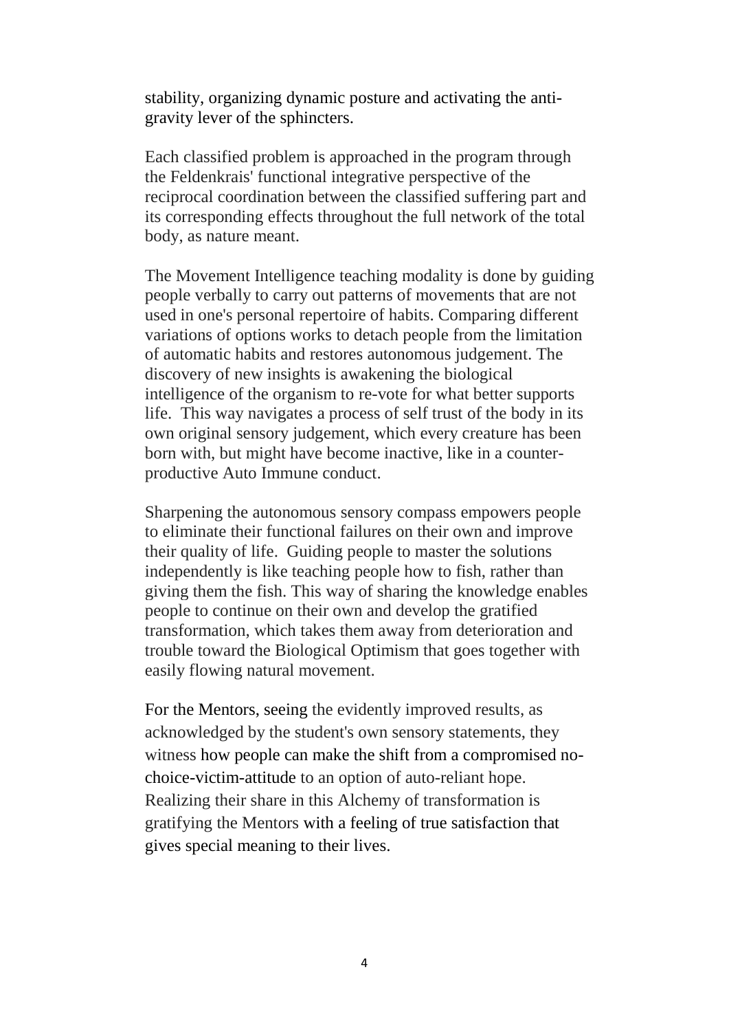stability, organizing dynamic posture and activating the anti-gravity lever of the sphincters.

Each classified problem is approached in the program through the Feldenkrais' functional integrative perspective of the reciprocal coordination between the classified suffering part and its corresponding effects throughout the full network of the total body, as nature meant.

The Movement Intelligence teaching modality is done by guiding people verbally to carry out patterns of movements that are not used in one's personal repertoire of habits. Comparing different variations of options works to detach people from the limitation of automatic habits and restores autonomous judgement. The discovery of new insights is awakening the biological intelligence of the organism to re-vote for what better supports life. This way navigates a process of self trust of the body in its own original sensory judgement, which every creature has been born with, but might have become inactive, like in a counter-productive Auto Immune conduct.

Sharpening the autonomous sensory compass empowers people to eliminate their functional failures on their own and improve their quality of life. Guiding people to master the solutions independently is like teaching people how to fish, rather than giving them the fish. This way of sharing the knowledge enables people to continue on their own and develop the gratified transformation, which takes them away from deterioration and trouble toward the Biological Optimism that goes together with easily flowing natural movement.

For the Mentors, seeing the evidently improved results, as acknowledged by the student's own sensory statements, they witness how people can make the shift from a compromised no-choice-victim-attitude to an option of auto-reliant hope. Realizing their share in this Alchemy of transformation is gratifying the Mentors with a feeling of true satisfaction that gives special meaning to their lives.